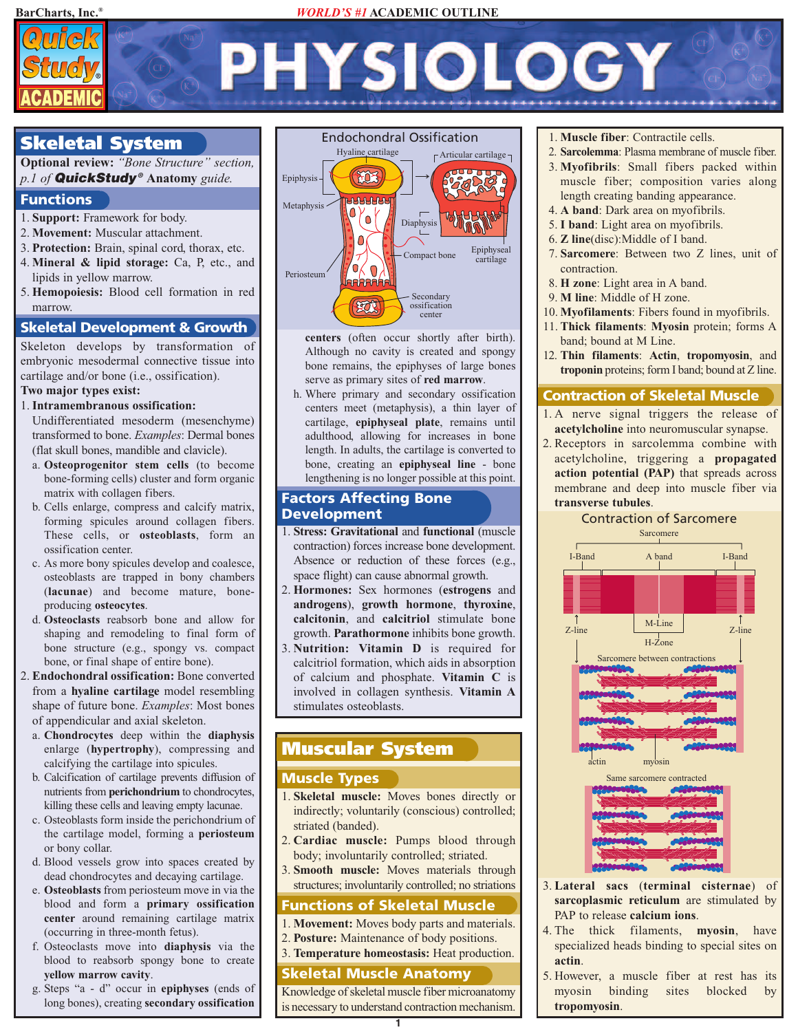# PHYSIOLOGY

## Skeletal System

**Optional review:** *"Bone Structure" section, p.1 of* ***QuickStudy®*** *Anatomy guide.*

### Functions

1. **Support:** Framework for body.
2. **Movement:** Muscular attachment.
3. **Protection:** Brain, spinal cord, thorax, etc.
4. **Mineral & lipid storage:** Ca, P, etc., and lipids in yellow marrow.
5. **Hemopoiesis:** Blood cell formation in red marrow.

### Skeletal Development & Growth

Skeleton develops by transformation of embryonic mesodermal connective tissue into cartilage and/or bone (i.e., ossification).

**Two major types exist:**

1. **Intramembranous ossification:** Undifferentiated mesoderm (mesenchyme) transformed to bone. *Examples*: Dermal bones (flat skull bones, mandible and clavicle).
   a. **Osteoprogenitor stem cells** (to become bone-forming cells) cluster and form organic matrix with collagen fibers.
   b. Cells enlarge, compress and calcify matrix, forming spicules around collagen fibers. These cells, or **osteoblasts**, form an ossification center.
   c. As more bony spicules develop and coalesce, osteoblasts are trapped in bony chambers (**lacunae**) and become mature, bone-producing **osteocytes**.
   d. **Osteoclasts** reabsorb bone and allow for shaping and remodeling to final form of bone structure (e.g., spongy vs. compact bone, or final shape of entire bone).
2. **Endochondral ossification:** Bone converted from a **hyaline cartilage** model resembling shape of future bone. *Examples*: Most bones of appendicular and axial skeleton.
   a. **Chondrocytes** deep within the **diaphysis** enlarge (**hypertrophy**), compressing and calcifying the cartilage into spicules.
   b. Calcification of cartilage prevents diffusion of nutrients from **perichondrium** to chondrocytes, killing these cells and leaving empty lacunae.
   c. Osteoblasts form inside the perichondrium of the cartilage model, forming a **periosteum** or bony collar.
   d. Blood vessels grow into spaces created by dead chondrocytes and decaying cartilage.
   e. **Osteoblasts** from periosteum move in via the blood and form a **primary ossification center** around remaining cartilage matrix (occurring in three-month fetus).
   f. Osteoclasts move into **diaphysis** via the blood to reabsorb spongy bone to create **yellow marrow cavity**.
   g. Steps "a - d" occur in **epiphyses** (ends of long bones), creating **secondary ossification centers** (often occur shortly after birth). Although no cavity is created and spongy bone remains, the epiphyses of large bones serve as primary sites of **red marrow**.
   h. Where primary and secondary ossification centers meet (metaphysis), a thin layer of cartilage, **epiphyseal plate**, remains until adulthood, allowing for increases in bone length. In adults, the cartilage is converted to bone, creating an **epiphyseal line** - bone lengthening is no longer possible at this point.

Endochondral Ossification

Hyaline cartilage
Articular cartilage
Epiphysis
Metaphysis
Diaphysis
Compact bone
Epiphyseal cartilage
Periosteum
Secondary ossification center

### Factors Affecting Bone Development

1. **Stress: Gravitational** and **functional** (muscle contraction) forces increase bone development. Absence or reduction of these forces (e.g., space flight) can cause abnormal growth.
2. **Hormones:** Sex hormones (**estrogens** and **androgens**), **growth hormone**, **thyroxine**, **calcitonin**, and **calcitriol** stimulate bone growth. **Parathormone** inhibits bone growth.
3. **Nutrition: Vitamin D** is required for calcitriol formation, which aids in absorption of calcium and phosphate. **Vitamin C** is involved in collagen synthesis. **Vitamin A** stimulates osteoblasts.

## Muscular System

### Muscle Types

1. **Skeletal muscle:** Moves bones directly or indirectly; voluntarily (conscious) controlled; striated (banded).
2. **Cardiac muscle:** Pumps blood through body; involuntarily controlled; striated.
3. **Smooth muscle:** Moves materials through structures; involuntarily controlled; no striations

### Functions of Skeletal Muscle

1. **Movement:** Moves body parts and materials.
2. **Posture:** Maintenance of body positions.
3. **Temperature homeostasis:** Heat production.

### Skeletal Muscle Anatomy

Knowledge of skeletal muscle fiber microanatomy is necessary to understand contraction mechanism.

1. **Muscle fiber**: Contractile cells.
2. **Sarcolemma**: Plasma membrane of muscle fiber.
3. **Myofibrils**: Small fibers packed within muscle fiber; composition varies along length creating banding appearance.
4. **A band**: Dark area on myofibrils.
5. **I band**: Light area on myofibrils.
6. **Z line**(disc):Middle of I band.
7. **Sarcomere**: Between two Z lines, unit of contraction.
8. **H zone**: Light area in A band.
9. **M line**: Middle of H zone.
10. **Myofilaments**: Fibers found in myofibrils.
11. **Thick filaments**: **Myosin** protein; forms A band; bound at M Line.
12. **Thin filaments**: **Actin**, **tropomyosin**, and **troponin** proteins; form I band; bound at Z line.

### Contraction of Skeletal Muscle

1. A nerve signal triggers the release of **acetylcholine** into neuromuscular synapse.
2. Receptors in sarcolemma combine with acetylcholine, triggering a **propagated action potential (PAP)** that spreads across membrane and deep into muscle fiber via **transverse tubules**.

Contraction of Sarcomere

Sarcomere
I-Band
A band
I-Band
Z-line
M-Line
Z-line
H-Zone
Sarcomere between contractions
actin
myosin
Same sarcomere contracted

3. **Lateral sacs** (**terminal cisternae**) of **sarcoplasmic reticulum** are stimulated by PAP to release **calcium ions**.
4. The thick filaments, **myosin**, have specialized heads binding to special sites on **actin**.
5. However, a muscle fiber at rest has its myosin binding sites blocked by **tropomyosin**.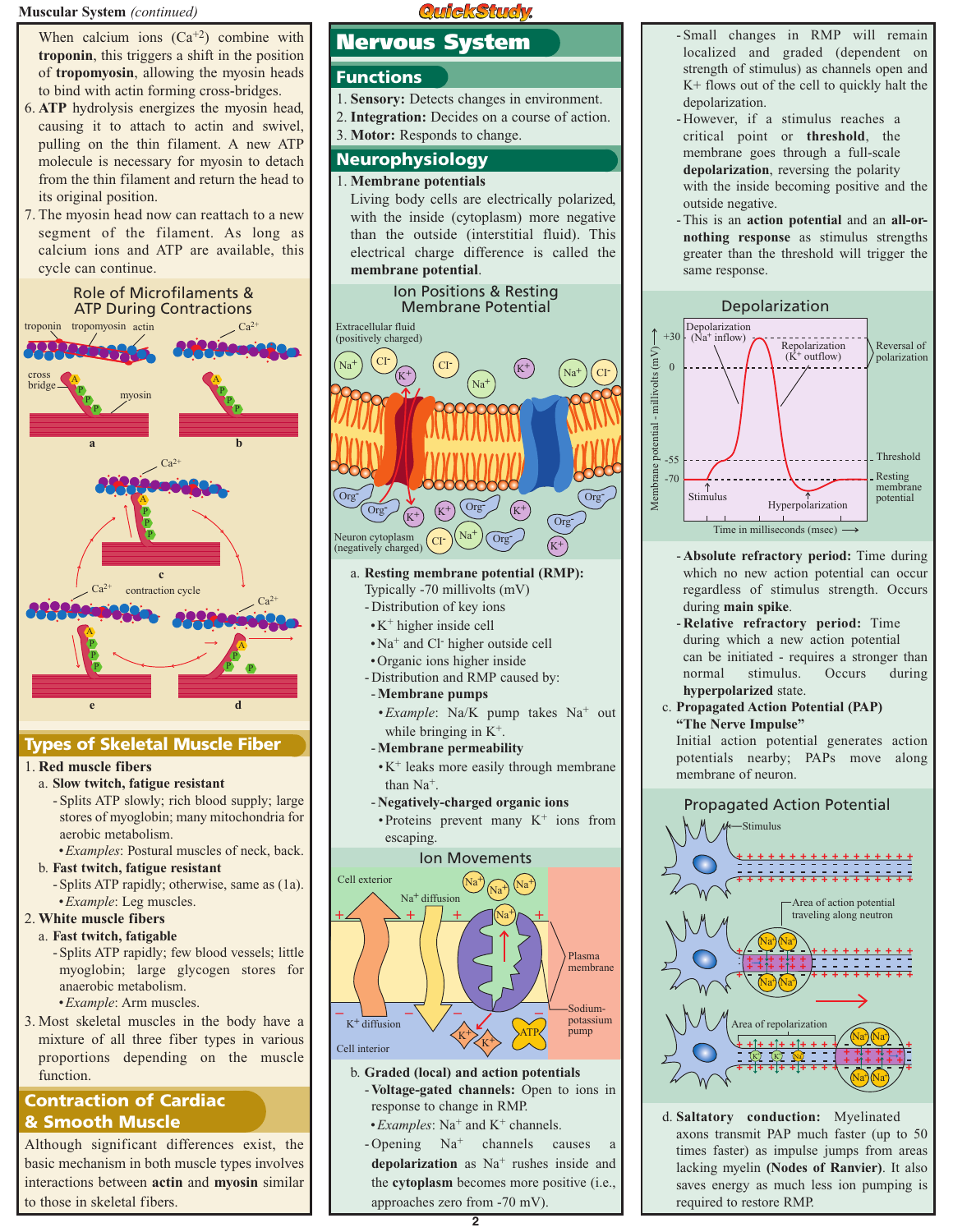## Muscular System (continued)

When calcium ions ($Ca^{+2}$) combine with **troponin**, this triggers a shift in the position of **tropomyosin**, allowing the myosin heads to bind with actin forming cross-bridges.

6. **ATP** hydrolysis energizes the myosin head, causing it to attach to actin and swivel, pulling on the thin filament. A new ATP molecule is necessary for myosin to detach from the thin filament and return the head to its original position.
7. The myosin head now can reattach to a new segment of the filament. As long as calcium ions and ATP are available, this cycle can continue.

### Role of Microfilaments & ATP During Contractions

## Types of Skeletal Muscle Fiber

1. **Red muscle fibers**
   a. **Slow twitch, fatigue resistant**
      - Splits ATP slowly; rich blood supply; large stores of myoglobin; many mitochondria for aerobic metabolism.
        - *Examples*: Postural muscles of neck, back.

   b. **Fast twitch, fatigue resistant**
      - Splits ATP rapidly; otherwise, same as (1a).
        - *Example*: Leg muscles.
2. **White muscle fibers**
   a. **Fast twitch, fatigable**
      - Splits ATP rapidly; few blood vessels; little myoglobin; large glycogen stores for anaerobic metabolism.
        - *Example*: Arm muscles.
3. Most skeletal muscles in the body have a mixture of all three fiber types in various proportions depending on the muscle function.

## Contraction of Cardiac & Smooth Muscle

Although significant differences exist, the basic mechanism in both muscle types involves interactions between **actin** and **myosin** similar to those in skeletal fibers.

# Nervous System

## Functions

1. **Sensory:** Detects changes in environment.
2. **Integration:** Decides on a course of action.
3. **Motor:** Responds to change.

## Neurophysiology

1. **Membrane potentials**

Living body cells are electrically polarized, with the inside (cytoplasm) more negative than the outside (interstitial fluid). This electrical charge difference is called the **membrane potential**.

### Ion Positions & Resting Membrane Potential

a. **Resting membrane potential (RMP):** Typically -70 millivolts (mV)
   - Distribution of key ions
     - $K^+$ higher inside cell
     - $Na^+$ and $Cl^-$ higher outside cell
     - Organic ions higher inside
   - Distribution and RMP caused by:
     - **Membrane pumps**
       - *Example*: Na/K pump takes $Na^+$ out while bringing in $K^+$.
     - **Membrane permeability**
       - $K^+$ leaks more easily through membrane than $Na^+$.
     - **Negatively-charged organic ions**
       - Proteins prevent many $K^+$ ions from escaping.

### Ion Movements

b. **Graded (local) and action potentials**
   - **Voltage-gated channels:** Open to ions in response to change in RMP.
     - *Examples*: $Na^+$ and $K^+$ channels.
   - Opening $Na^+$ channels causes a **depolarization** as $Na^+$ rushes inside and the **cytoplasm** becomes more positive (i.e., approaches zero from -70 mV).
   - Small changes in RMP will remain localized and graded (dependent on strength of stimulus) as channels open and K+ flows out of the cell to quickly halt the depolarization.
   - However, if a stimulus reaches a critical point or **threshold**, the membrane goes through a full-scale **depolarization**, reversing the polarity with the inside becoming positive and the outside negative.
   - This is an **action potential** and an **all-or-nothing response** as stimulus strengths greater than the threshold will trigger the same response.

### Depolarization

- **Absolute refractory period:** Time during which no new action potential can occur regardless of stimulus strength. Occurs during **main spike**.
- **Relative refractory period:** Time during which a new action potential can be initiated - requires a stronger than normal stimulus. Occurs during **hyperpolarized** state.

c. **Propagated Action Potential (PAP) "The Nerve Impulse"**

Initial action potential generates action potentials nearby; PAPs move along membrane of neuron.

### Propagated Action Potential

d. **Saltatory conduction:** Myelinated axons transmit PAP much faster (up to 50 times faster) as impulse jumps from areas lacking myelin **(Nodes of Ranvier)**. It also saves energy as much less ion pumping is required to restore RMP.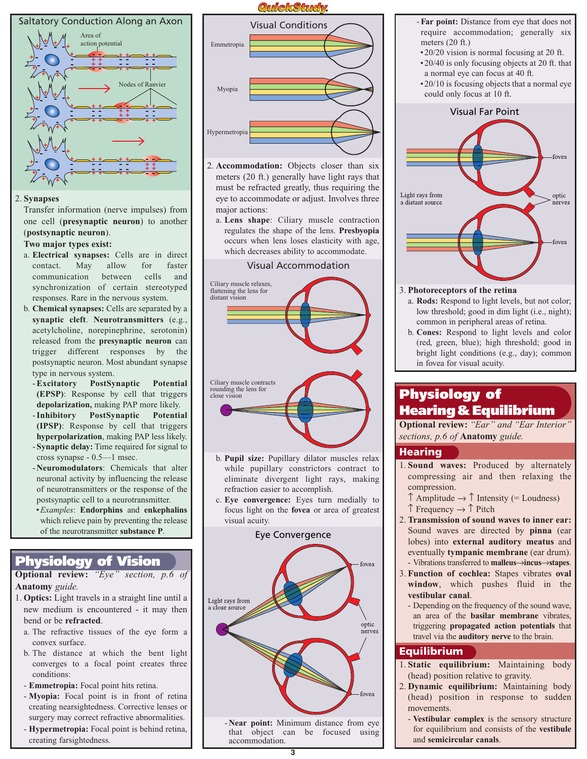## Saltatory Conduction Along an Axon

Area of action potential

Nodes of Ranvier

2. **Synapses**

   Transfer information (nerve impulses) from one cell (**presynaptic neuron**) to another (**postsynaptic neuron**).

   **Two major types exist:**

   a. **Electrical synapses:** Cells are in direct contact. May allow for faster communication between cells and synchronization of certain stereotyped responses. Rare in the nervous system.

   b. **Chemical synapses:** Cells are separated by a **synaptic cleft**. **Neurotransmitters** (e.g., acetylcholine, norepinephrine, serotonin) released from the **presynaptic neuron** can trigger different responses by the postsynaptic neuron. Most abundant synapse type in nervous system.
   - **Excitatory PostSynaptic Potential (EPSP)**: Response by cell that triggers **depolarization,** making PAP more likely.
   - **Inhibitory PostSynaptic Potential (IPSP)**: Response by cell that triggers **hyperpolarization**, making PAP less likely.
   - **Synaptic delay:** Time required for signal to cross synapse - 0.5—1 msec.
   - **Neuromodulators**: Chemicals that alter neuronal activity by influencing the release of neurotransmitters or the response of the postsynaptic cell to a neurotransmitter.
     - *Examples*: **Endorphins** and **enkephalins** which relieve pain by preventing the release of the neurotransmitter **substance P**.

# Physiology of Vision

**Optional review:** *"Eye" section, p.6 of* **Anatomy** *guide.*

1. **Optics:** Light travels in a straight line until a new medium is encountered - it may then bend or be **refracted**.

   a. The refractive tissues of the eye form a convex surface.

   b. The distance at which the bent light converges to a focal point creates three conditions:
   - **Emmetropia:** Focal point hits retina.
   - **Myopia:** Focal point is in front of retina creating nearsightedness. Corrective lenses or surgery may correct refractive abnormalities.
   - **Hypermetropia:** Focal point is behind retina, creating farsightedness.

### Visual Conditions

Emmetropia

Myopia

Hypermetropia

2. **Accommodation:** Objects closer than six meters (20 ft.) generally have light rays that must be refracted greatly, thus requiring the eye to accommodate or adjust. Involves three major actions:

   a. **Lens shape**: Ciliary muscle contraction regulates the shape of the lens. **Presbyopia** occurs when lens loses elasticity with age, which decreases ability to accommodate.

### Visual Accommodation

Ciliary muscle relaxes, flattening the lens for distant vision

Ciliary muscle contracts rounding the lens for close vision

   b. **Pupil size:** Pupillary dilator muscles relax while pupillary constrictors contract to eliminate divergent light rays, making refraction easier to accomplish.

   c. **Eye convergence:** Eyes turn medially to focus light on the **fovea** or area of greatest visual acuity.

### Eye Convergence

Light rays from a close source

fovea

optic nerves

fovea

   - **Near point:** Minimum distance from eye that object can be focused using accommodation.
   - **Far point:** Distance from eye that does not require accommodation; generally six meters (20 ft.)
     - 20/20 vision is normal focusing at 20 ft.
     - 20/40 is only focusing objects at 20 ft. that a normal eye can focus at 40 ft.
     - 20/10 is focusing objects that a normal eye could only focus at 10 ft.

### Visual Far Point

Light rays from a distant source

fovea

optic nerves

fovea

3. **Photoreceptors of the retina**

   a. **Rods:** Respond to light levels, but not color; low threshold; good in dim light (i.e., night); common in peripheral areas of retina.

   b. **Cones:** Respond to light levels and color (red, green, blue); high threshold; good in bright light conditions (e.g., day); common in fovea for visual acuity.

# Physiology of Hearing & Equilibrium

**Optional review:** *"Ear" and "Ear Interior" sections, p.6 of* **Anatomy** *guide.*

## Hearing

1. **Sound waves:** Produced by alternately compressing air and then relaxing the compression.

   ↑ Amplitude → ↑ Intensity (= Loudness)

   ↑ Frequency → ↑ Pitch

2. **Transmission of sound waves to inner ear:** Sound waves are directed by **pinna** (ear lobes) into **external auditory meatus** and eventually **tympanic membrane** (ear drum).
   - Vibrations transferred to **malleus**→**incus**→**stapes**.

3. **Function of cochlea:** Stapes vibrates **oval window**, which pushes fluid in the **vestibular canal**.
   - Depending on the frequency of the sound wave, an area of the **basilar membrane** vibrates, triggering **propagated action potentials** that travel via the **auditory nerve** to the brain.

## Equilibrium

1. **Static equilibrium:** Maintaining body (head) position relative to gravity.

2. **Dynamic equilibrium:** Maintaining body (head) position in response to sudden movements.
   - **Vestibular complex** is the sensory structure for equilibrium and consists of the **vestibule** and **semicircular canals**.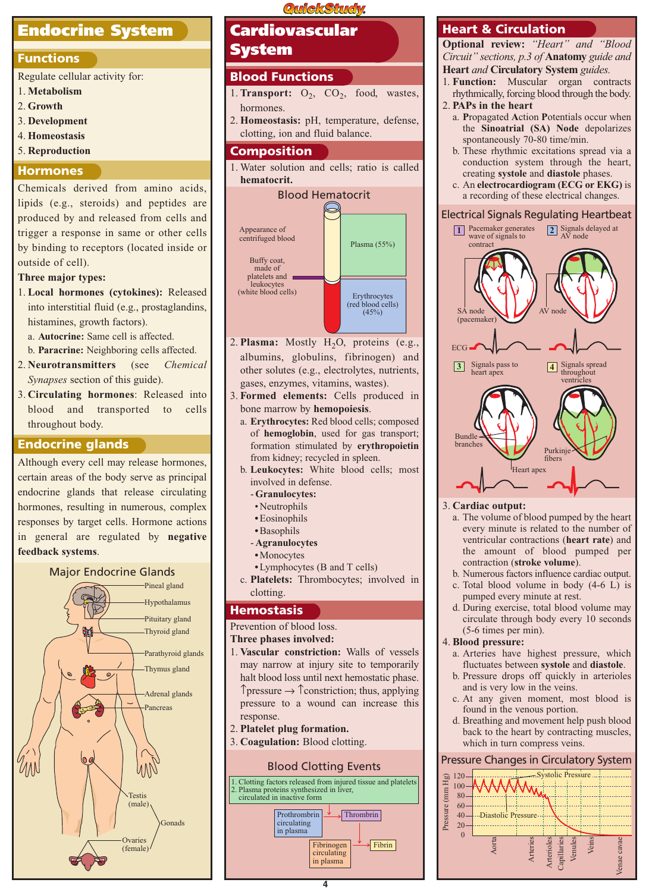# Endocrine System

## Functions

Regulate cellular activity for:

1. **Metabolism**
2. **Growth**
3. **Development**
4. **Homeostasis**
5. **Reproduction**

## Hormones

Chemicals derived from amino acids, lipids (e.g., steroids) and peptides are produced by and released from cells and trigger a response in same or other cells by binding to receptors (located inside or outside of cell).

**Three major types:**

1. **Local hormones (cytokines):** Released into interstitial fluid (e.g., prostaglandins, histamines, growth factors).
   a. **Autocrine:** Same cell is affected.
   b. **Paracrine:** Neighboring cells affected.
2. **Neurotransmitters** (see *Chemical Synapses* section of this guide).
3. **Circulating hormones**: Released into blood and transported to cells throughout body.

## Endocrine glands

Although every cell may release hormones, certain areas of the body serve as principal endocrine glands that release circulating hormones, resulting in numerous, complex responses by target cells. Hormone actions in general are regulated by **negative feedback systems**.

### Major Endocrine Glands

Pineal gland; Hypothalamus; Pituitary gland; Thyroid gland; Parathyroid glands; Thymus gland; Adrenal glands; Pancreas; Gonads: Testis (male), Ovaries (female)

# Cardiovascular System

## Blood Functions

1. **Transport:** $O_2$, $CO_2$, food, wastes, hormones.
2. **Homeostasis:** pH, temperature, defense, clotting, ion and fluid balance.

## Composition

1. Water solution and cells; ratio is called **hematocrit.**

### Blood Hematocrit

Appearance of centrifuged blood: Plasma (55%); Buffy coat, made of platelets and leukocytes (white blood cells); Erythrocytes (red blood cells) (45%)

2. **Plasma:** Mostly $H_2O$, proteins (e.g., albumins, globulins, fibrinogen) and other solutes (e.g., electrolytes, nutrients, gases, enzymes, vitamins, wastes).
3. **Formed elements:** Cells produced in bone marrow by **hemopoiesis**.
   a. **Erythrocytes:** Red blood cells; composed of **hemoglobin**, used for gas transport; formation stimulated by **erythropoietin** from kidney; recycled in spleen.
   b. **Leukocytes:** White blood cells; most involved in defense.
      - **Granulocytes:**
        - Neutrophils
        - Eosinophils
        - Basophils
      - **Agranulocytes**
        - Monocytes
        - Lymphocytes (B and T cells)
   c. **Platelets:** Thrombocytes; involved in clotting.

## Hemostasis

Prevention of blood loss.

**Three phases involved:**

1. **Vascular constriction:** Walls of vessels may narrow at injury site to temporarily halt blood loss until next hemostatic phase. ↑pressure → ↑constriction; thus, applying pressure to a wound can increase this response.
2. **Platelet plug formation.**
3. **Coagulation:** Blood clotting.

### Blood Clotting Events

1. Clotting factors released from injured tissue and platelets
2. Plasma proteins synthesized in liver, circulated in inactive form

Prothrombin circulating in plasma → Thrombrin

Fibrinogen circulating in plasma → Fibrin

# Heart & Circulation

**Optional review:** *"Heart" and "Blood Circuit" sections, p.3 of* **Anatomy** *guide and* **Heart** *and* **Circulatory System** *guides.*

1. **Function:** Muscular organ contracts rhythmically, forcing blood through the body.
2. **PAPs in the heart**
   a. **P**ropagated **A**ction **P**otentials occur when the **Sinoatrial (SA) Node** depolarizes spontaneously 70-80 time/min.
   b. These rhythmic excitations spread via a conduction system through the heart, creating **systole** and **diastole** phases.
   c. An **electrocardiogram (ECG or EKG)** is a recording of these electrical changes.

### Electrical Signals Regulating Heartbeat

1. Pacemaker generates wave of signals to contract (SA node (pacemaker))
2. Signals delayed at AV node (AV node)
3. Signals pass to heart apex (Bundle branches)
4. Signals spread throughout ventricles (Purkinje fibers; Heart apex)

ECG

3. **Cardiac output:**
   a. The volume of blood pumped by the heart every minute is related to the number of ventricular contractions (**heart rate**) and the amount of blood pumped per contraction (**stroke volume**).
   b. Numerous factors influence cardiac output.
   c. Total blood volume in body (4-6 L) is pumped every minute at rest.
   d. During exercise, total blood volume may circulate through body every 10 seconds (5-6 times per min).
4. **Blood pressure:**
   a. Arteries have highest pressure, which fluctuates between **systole** and **diastole**.
   b. Pressure drops off quickly in arterioles and is very low in the veins.
   c. At any given moment, most blood is found in the venous portion.
   d. Breathing and movement help push blood back to the heart by contracting muscles, which in turn compress veins.

### Pressure Changes in Circulatory System

Pressure (mm Hg): 0–120; Systolic Pressure; Diastolic Pressure; Aorta, Arteries, Arterioles, Capillaries, Venules, Veins, Venae cavae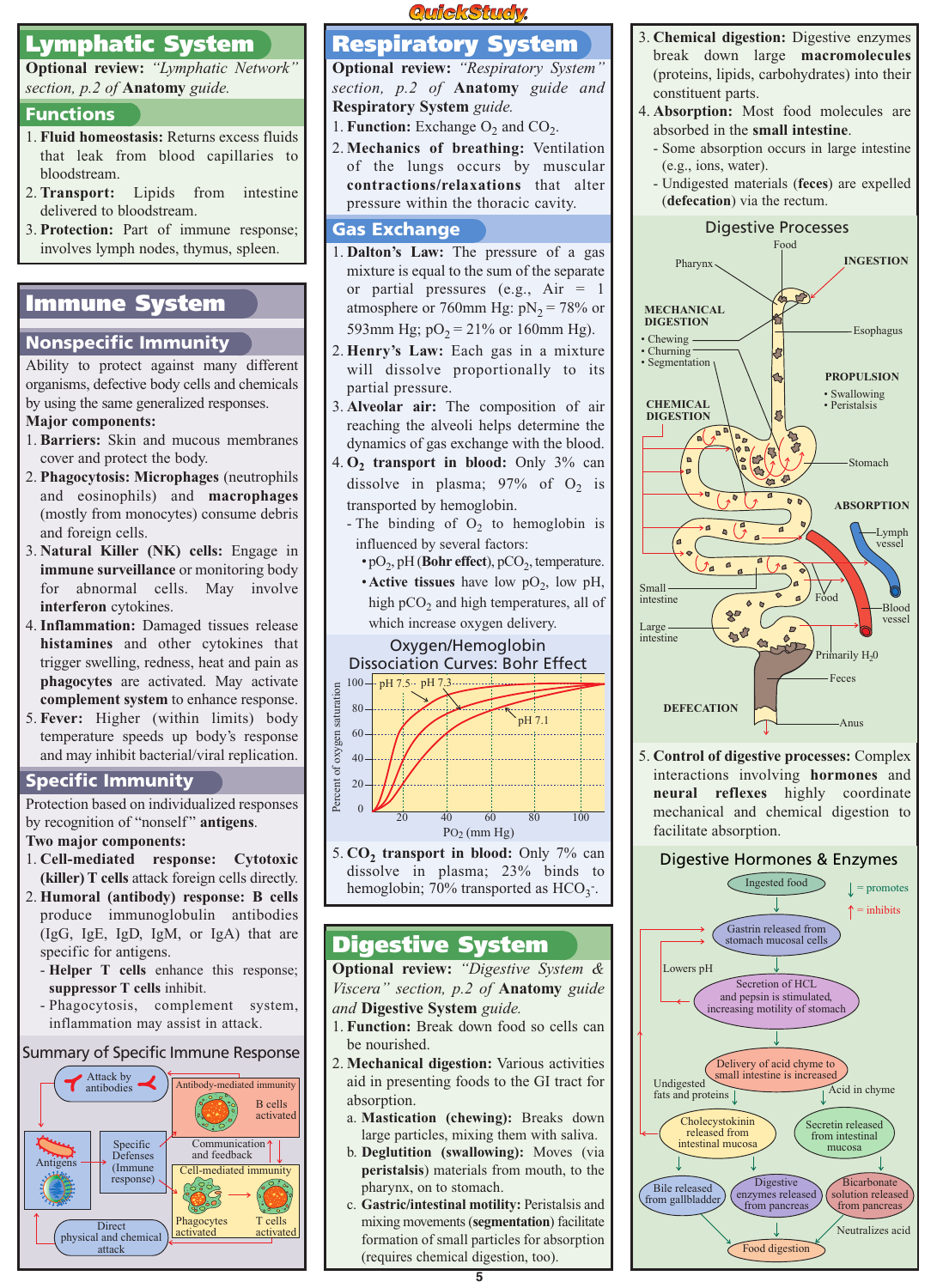# Lymphatic System

**Optional review:** *"Lymphatic Network" section, p.2 of* **Anatomy** *guide.*

## Functions

1. **Fluid homeostasis:** Returns excess fluids that leak from blood capillaries to bloodstream.
2. **Transport:** Lipids from intestine delivered to bloodstream.
3. **Protection:** Part of immune response; involves lymph nodes, thymus, spleen.

# Immune System

## Nonspecific Immunity

Ability to protect against many different organisms, defective body cells and chemicals by using the same generalized responses.

**Major components:**

1. **Barriers:** Skin and mucous membranes cover and protect the body.
2. **Phagocytosis: Microphages** (neutrophils and eosinophils) and **macrophages** (mostly from monocytes) consume debris and foreign cells.
3. **Natural Killer (NK) cells:** Engage in **immune surveillance** or monitoring body for abnormal cells. May involve **interferon** cytokines.
4. **Inflammation:** Damaged tissues release **histamines** and other cytokines that trigger swelling, redness, heat and pain as **phagocytes** are activated. May activate **complement system** to enhance response.
5. **Fever:** Higher (within limits) body temperature speeds up body's response and may inhibit bacterial/viral replication.

## Specific Immunity

Protection based on individualized responses by recognition of "nonself" **antigens**.

**Two major components:**

1. **Cell-mediated response: Cytotoxic (killer) T cells** attack foreign cells directly.
2. **Humoral (antibody) response: B cells** produce immunoglobulin antibodies (IgG, IgE, IgD, IgM, or IgA) that are specific for antigens.
   - **Helper T cells** enhance this response; **suppressor T cells** inhibit.
   - Phagocytosis, complement system, inflammation may assist in attack.

### Summary of Specific Immune Response

Attack by antibodies; Antibody-mediated immunity: B cells activated; Antigens; Specific Defenses (Immune response); Communication and feedback; Cell-mediated immunity: Phagocytes activated, T cells activated; Direct physical and chemical attack

# Respiratory System

**Optional review:** *"Respiratory System" section, p.2 of* **Anatomy** *guide and* **Respiratory System** *guide.*

1. **Function:** Exchange $O_2$ and $CO_2$.
2. **Mechanics of breathing:** Ventilation of the lungs occurs by muscular **contractions/relaxations** that alter pressure within the thoracic cavity.

## Gas Exchange

1. **Dalton's Law:** The pressure of a gas mixture is equal to the sum of the separate or partial pressures (e.g., Air = 1 atmosphere or 760mm Hg: $pN_2$ = 78% or 593mm Hg; $pO_2$ = 21% or 160mm Hg).
2. **Henry's Law:** Each gas in a mixture will dissolve proportionally to its partial pressure.
3. **Alveolar air:** The composition of air reaching the alveoli helps determine the dynamics of gas exchange with the blood.
4. **$O_2$ transport in blood:** Only 3% can dissolve in plasma; 97% of $O_2$ is transported by hemoglobin.
   - The binding of $O_2$ to hemoglobin is influenced by several factors:
     - $pO_2$, pH (**Bohr effect**), $pCO_2$, temperature.
     - **Active tissues** have low $pO_2$, low pH, high $pCO_2$ and high temperatures, all of which increase oxygen delivery.

### Oxygen/Hemoglobin Dissociation Curves: Bohr Effect

Curves: pH 7.5, pH 7.3, pH 7.1. Y-axis: Percent of oxygen saturation (0–100); X-axis: $PO_2$ (mm Hg) (20–100)

5. **$CO_2$ transport in blood:** Only 7% can dissolve in plasma; 23% binds to hemoglobin; 70% transported as $HCO_3^-$.

# Digestive System

**Optional review:** *"Digestive System & Viscera" section, p.2 of* **Anatomy** *guide and* **Digestive System** *guide.*

1. **Function:** Break down food so cells can be nourished.
2. **Mechanical digestion:** Various activities aid in presenting foods to the GI tract for absorption.
   a. **Mastication (chewing):** Breaks down large particles, mixing them with saliva.
   b. **Deglutition (swallowing):** Moves (via **peristalsis**) materials from mouth, to the pharynx, on to stomach.
   c. **Gastric/intestinal motility:** Peristalsis and mixing movements (**segmentation**) facilitate formation of small particles for absorption (requires chemical digestion, too).
3. **Chemical digestion:** Digestive enzymes break down large **macromolecules** (proteins, lipids, carbohydrates) into their constituent parts.
4. **Absorption:** Most food molecules are absorbed in the **small intestine**.
   - Some absorption occurs in large intestine (e.g., ions, water).
   - Undigested materials (**feces**) are expelled (**defecation**) via the rectum.

### Digestive Processes

Food; Pharynx; INGESTION; MECHANICAL DIGESTION: Chewing, Churning, Segmentation; Esophagus; PROPULSION: Swallowing, Peristalsis; CHEMICAL DIGESTION; Stomach; ABSORPTION; Lymph vessel; Small intestine; Food; Blood vessel; Large intestine; Primarily $H_2O$; Feces; DEFECATION; Anus

5. **Control of digestive processes:** Complex interactions involving **hormones** and **neural reflexes** highly coordinate mechanical and chemical digestion to facilitate absorption.

### Digestive Hormones & Enzymes

(↓ = promotes; ↑ = inhibits)

Ingested food → Gastrin released from stomach mucosal cells → Secretion of HCL and pepsin is stimulated, increasing motility of stomach (Lowers pH) → Delivery of acid chyme to small intestine is increased → Undigested fats and proteins → Cholecystokinin released from intestinal mucosa → Bile released from gallbladder; Digestive enzymes released from pancreas. Acid in chyme → Secretin released from intestinal mucosa → Bicarbonate solution released from pancreas (Neutralizes acid) → Food digestion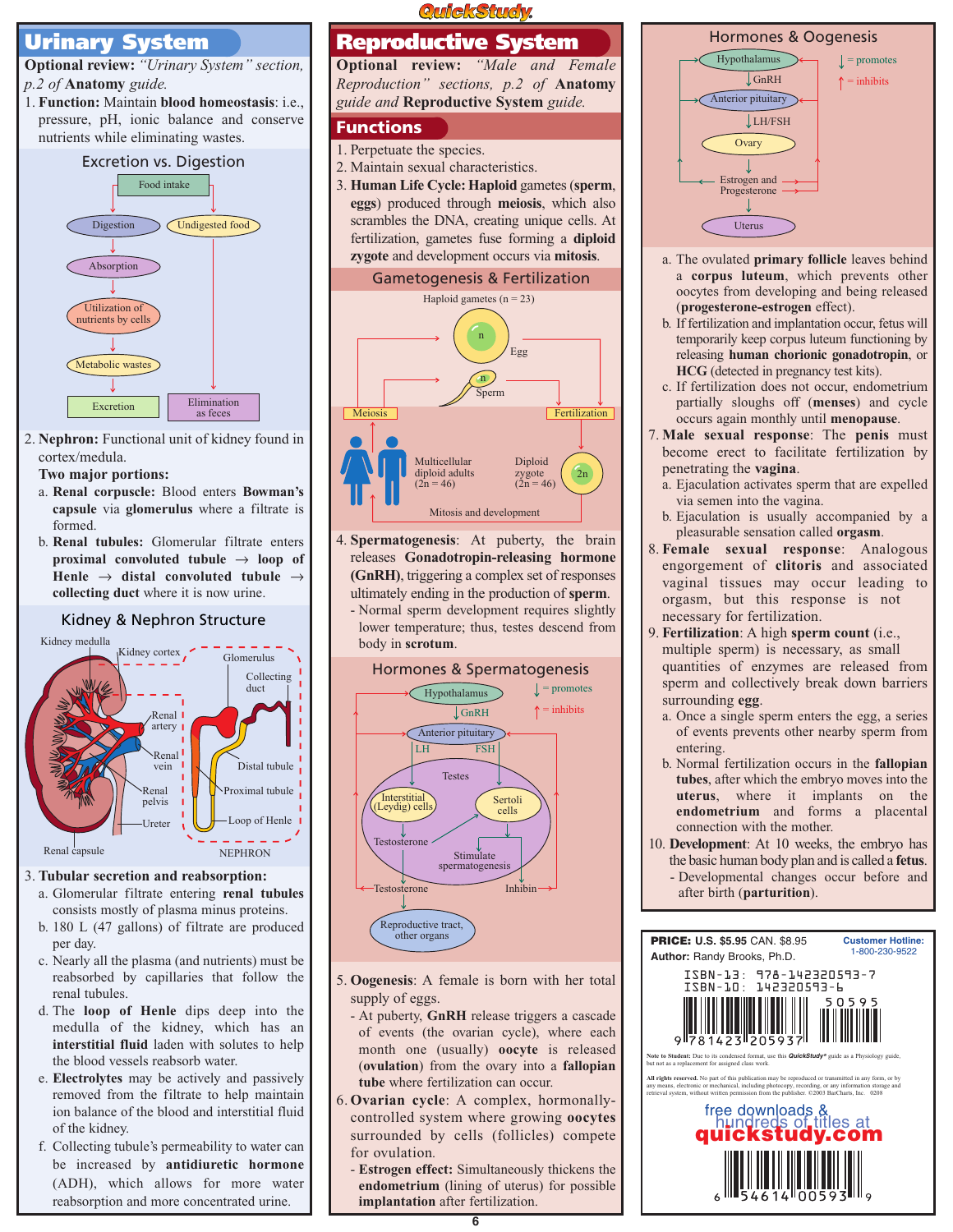# Urinary System

**Optional review:** *"Urinary System" section, p.2 of* **Anatomy** *guide.*

1. **Function:** Maintain **blood homeostasis**: i.e., pressure, pH, ionic balance and conserve nutrients while eliminating wastes.

### Excretion vs. Digestion

Food intake
Digestion
Undigested food
Absorption
Utilization of nutrients by cells
Metabolic wastes
Excretion
Elimination as feces

2. **Nephron:** Functional unit of kidney found in cortex/medulla.
   **Two major portions:**
   a. **Renal corpuscle:** Blood enters **Bowman's capsule** via **glomerulus** where a filtrate is formed.
   b. **Renal tubules:** Glomerular filtrate enters **proximal convoluted tubule** → **loop of Henle** → **distal convoluted tubule** → **collecting duct** where it is now urine.

### Kidney & Nephron Structure

Kidney medulla
Kidney cortex
Glomerulus
Collecting duct
Renal artery
Renal vein
Distal tubule
Renal pelvis
Proximal tubule
Ureter
Loop of Henle
Renal capsule
NEPHRON

3. **Tubular secretion and reabsorption:**
   a. Glomerular filtrate entering **renal tubules** consists mostly of plasma minus proteins.
   b. 180 L (47 gallons) of filtrate are produced per day.
   c. Nearly all the plasma (and nutrients) must be reabsorbed by capillaries that follow the renal tubules.
   d. The **loop of Henle** dips deep into the medulla of the kidney, which has an **interstitial fluid** laden with solutes to help the blood vessels reabsorb water.
   e. **Electrolytes** may be actively and passively removed from the filtrate to help maintain ion balance of the blood and interstitial fluid of the kidney.
   f. Collecting tubule's permeability to water can be increased by **antidiuretic hormone** (ADH), which allows for more water reabsorption and more concentrated urine.

# Reproductive System

**Optional review:** *"Male and Female Reproduction" sections, p.2 of* **Anatomy** *guide and* **Reproductive System** *guide.*

## Functions

1. Perpetuate the species.
2. Maintain sexual characteristics.
3. **Human Life Cycle: Haploid** gametes (**sperm**, **eggs**) produced through **meiosis**, which also scrambles the DNA, creating unique cells. At fertilization, gametes fuse forming a **diploid zygote** and development occurs via **mitosis**.

### Gametogenesis & Fertilization

Haploid gametes (n = 23)
n
Egg
n
Sperm
Meiosis
Fertilization
Multicellular diploid adults (2n = 46)
Diploid zygote (2n = 46)
2n
Mitosis and development

4. **Spermatogenesis**: At puberty, the brain releases **Gonadotropin-releasing hormone (GnRH)**, triggering a complex set of responses ultimately ending in the production of **sperm**.
   - Normal sperm development requires slightly lower temperature; thus, testes descend from body in **scrotum**.

### Hormones & Spermatogenesis

Hypothalamus
↓ = promotes
↑ = inhibits
GnRH
Anterior pituitary
LH
FSH
Testes
Interstitial (Leydig) cells
Sertoli cells
Testosterone
Stimulate spermatogenesis
Testosterone
Inhibin
Reproductive tract, other organs

5. **Oogenesis**: A female is born with her total supply of eggs.
   - At puberty, **GnRH** release triggers a cascade of events (the ovarian cycle), where each month one (usually) **oocyte** is released (**ovulation**) from the ovary into a **fallopian tube** where fertilization can occur.
6. **Ovarian cycle**: A complex, hormonally-controlled system where growing **oocytes** surrounded by cells (follicles) compete for ovulation.
   - **Estrogen effect:** Simultaneously thickens the **endometrium** (lining of uterus) for possible **implantation** after fertilization.

### Hormones & Oogenesis

Hypothalamus
↓ = promotes
↑ = inhibits
GnRH
Anterior pituitary
LH/FSH
Ovary
Estrogen and Progesterone
Uterus

   a. The ovulated **primary follicle** leaves behind a **corpus luteum**, which prevents other oocytes from developing and being released (**progesterone-estrogen** effect).
   b. If fertilization and implantation occur, fetus will temporarily keep corpus luteum functioning by releasing **human chorionic gonadotropin**, or **HCG** (detected in pregnancy test kits).
   c. If fertilization does not occur, endometrium partially sloughs off (**menses**) and cycle occurs again monthly until **menopause**.
7. **Male sexual response**: The **penis** must become erect to facilitate fertilization by penetrating the **vagina**.
   a. Ejaculation activates sperm that are expelled via semen into the vagina.
   b. Ejaculation is usually accompanied by a pleasurable sensation called **orgasm**.
8. **Female sexual response**: Analogous engorgement of **clitoris** and associated vaginal tissues may occur leading to orgasm, but this response is not necessary for fertilization.
9. **Fertilization**: A high **sperm count** (i.e., multiple sperm) is necessary, as small quantities of enzymes are released from sperm and collectively break down barriers surrounding **egg**.
   a. Once a single sperm enters the egg, a series of events prevents other nearby sperm from entering.
   b. Normal fertilization occurs in the **fallopian tubes**, after which the embryo moves into the **uterus**, where it implants on the **endometrium** and forms a placental connection with the mother.
10. **Development**: At 10 weeks, the embryo has the basic human body plan and is called a **fetus**.
    - Developmental changes occur before and after birth (**parturition**).

**PRICE:** U.S. $5.95 CAN. $8.95
**Author:** Randy Brooks, Ph.D.
**Customer Hotline:** 1-800-230-9522

ISBN-13: 978-142320593-7
ISBN-10: 142320593-6

**Note to Student:** Due to its condensed format, use this ***QuickStudy®*** guide as a Physiology guide, but not as a replacement for assigned class work.

**All rights reserved.** No part of this publication may be reproduced or transmitted in any form, or by any means, electronic or mechanical, including photocopy, recording, or any information storage and retrieval system, without written permission from the publisher. ©2003 BarCharts, Inc. 0208

free downloads & hundreds of titles at **quickstudy.com**